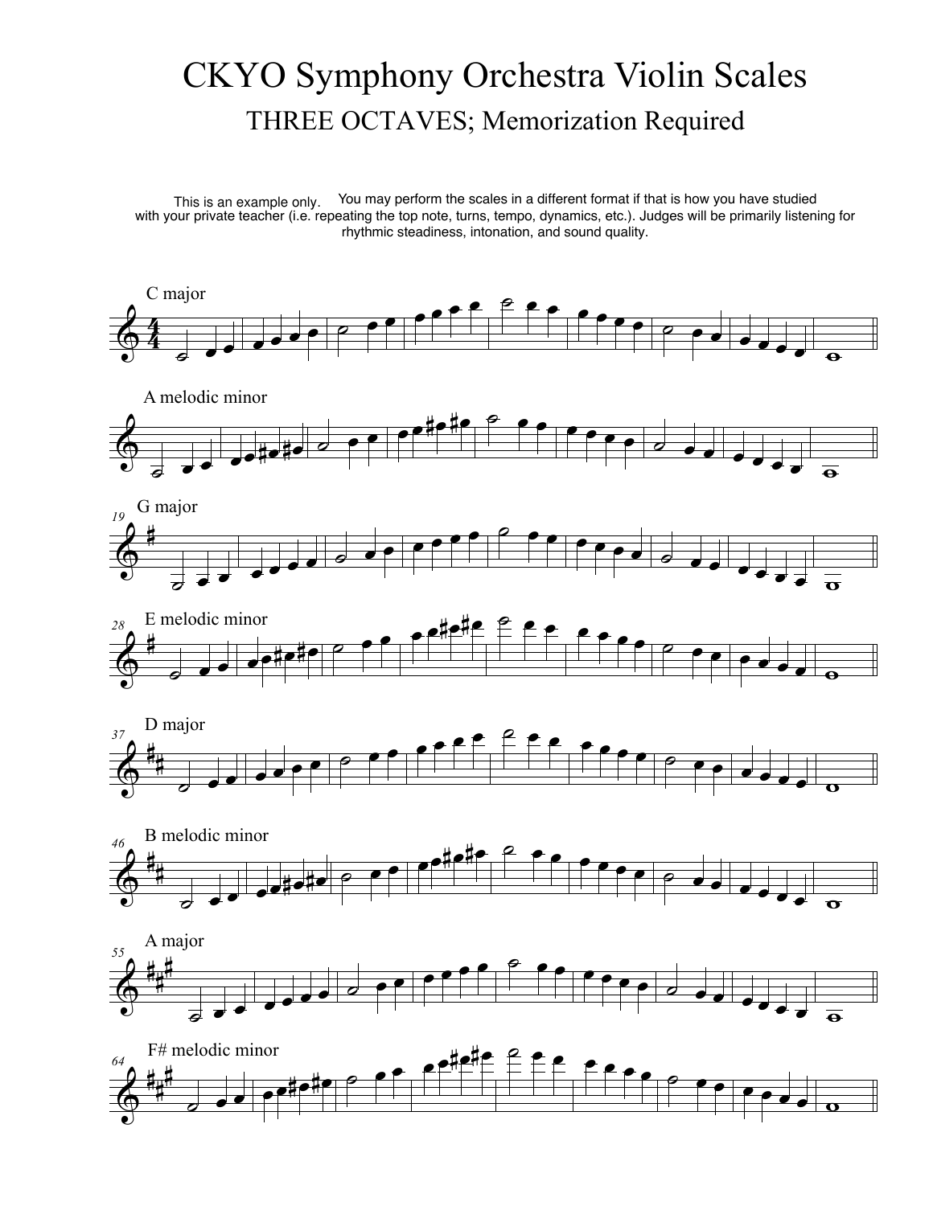# CKYO Symphony Orchestra Violin Scales

## THREE OCTAVES; Memorization Required

This is an example only. You may perform the scales in a different format if that is how you have studied with your private teacher (i.e. repeating the top note, turns, tempo, dynamics, etc.). Judges will be primarily listening for rhythmic steadiness, intonation, and sound quality.

C major

A melodic minor

G major

E melodic minor

D major

B melodic minor

A major

F# melodic minor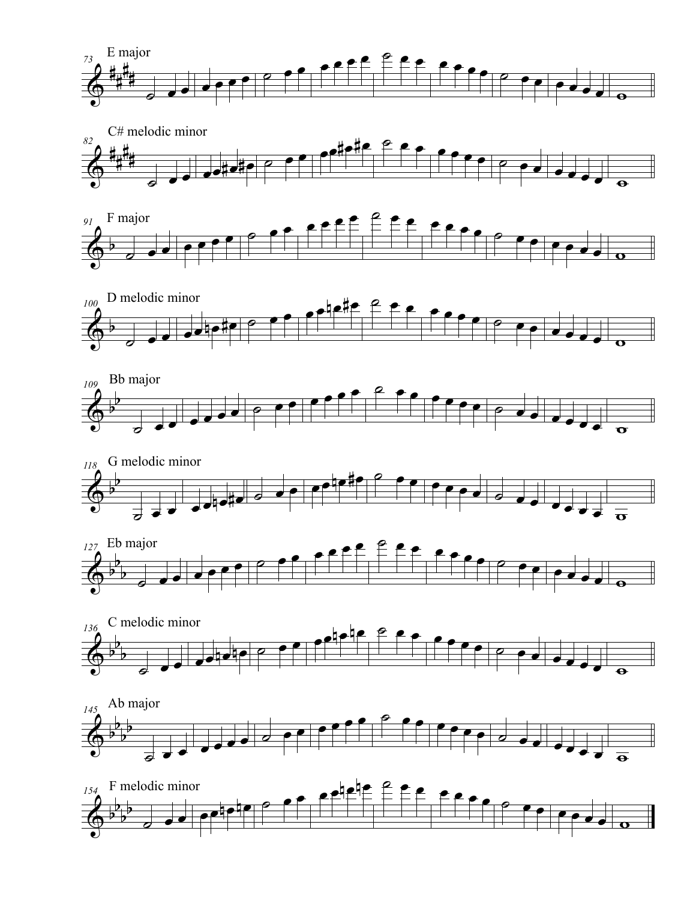E major

C# melodic minor

F major

D melodic minor

Bb major

G melodic minor

Eb major

C melodic minor

Ab major

F melodic minor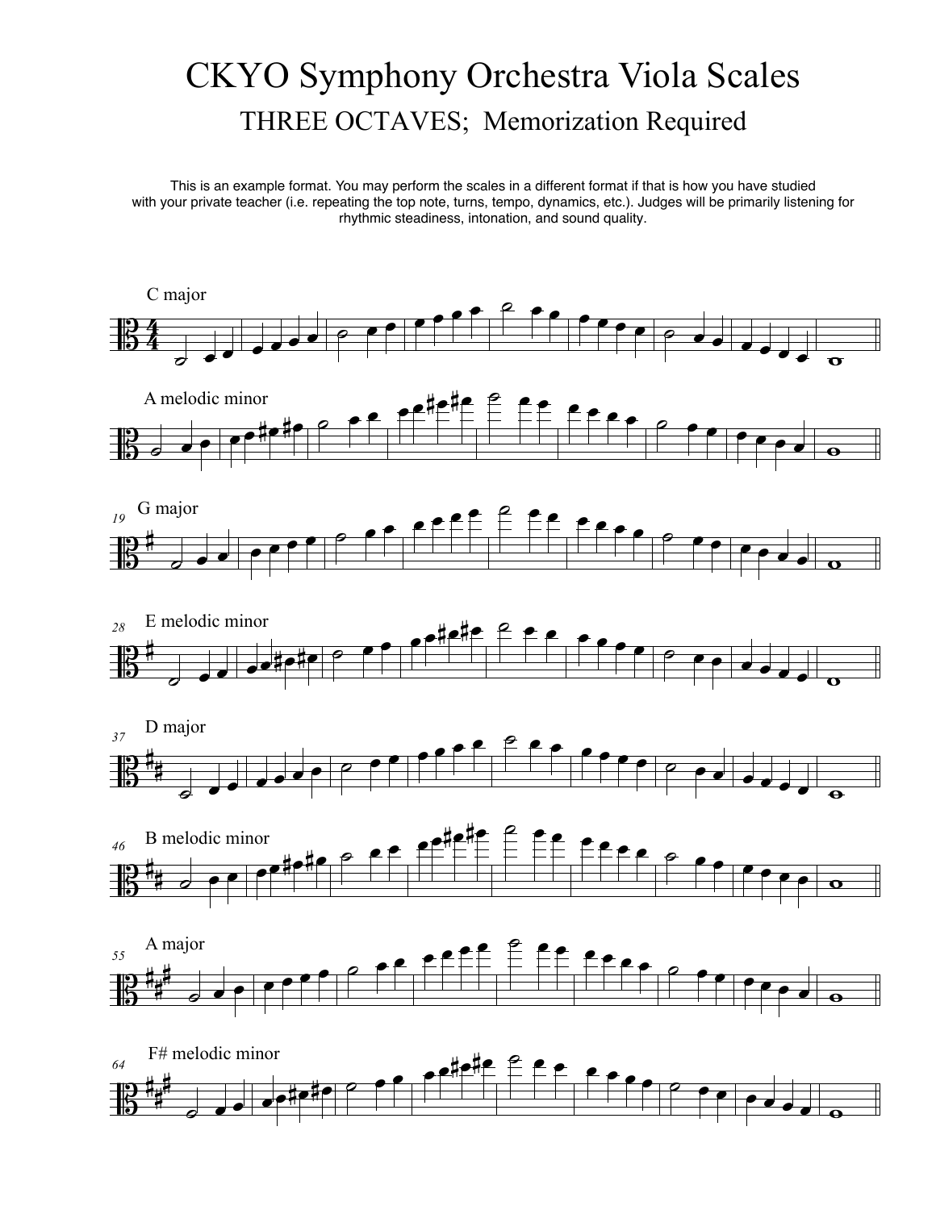# CKYO Symphony Orchestra Viola Scales

## THREE OCTAVES; Memorization Required

This is an example format. You may perform the scales in a different format if that is how you have studied with your private teacher (i.e. repeating the top note, turns, tempo, dynamics, etc.). Judges will be primarily listening for rhythmic steadiness, intonation, and sound quality.

C major

A melodic minor

19 G major

28 E melodic minor

37 D major

46 B melodic minor

55 A major

64 F# melodic minor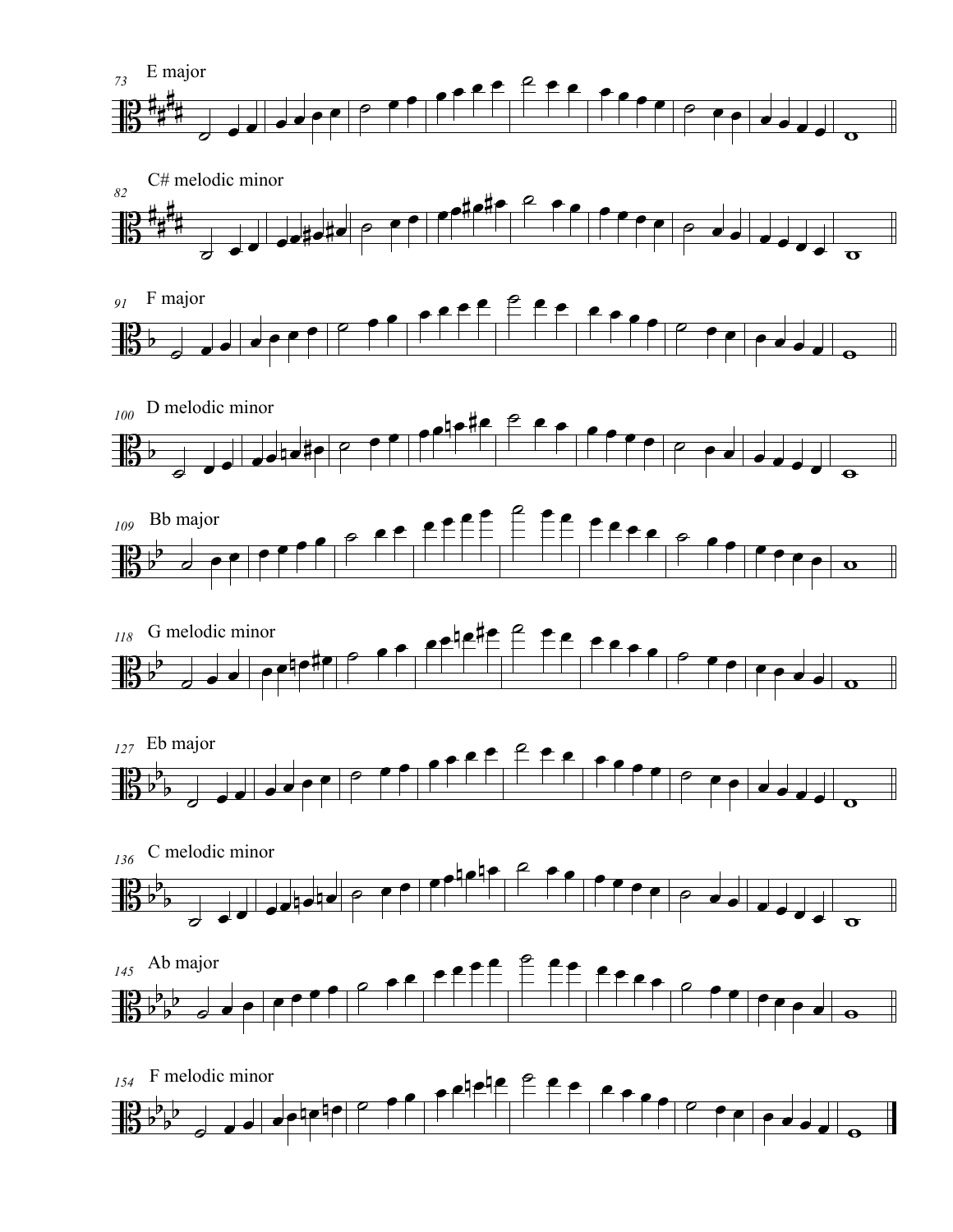E major

C# melodic minor

F major

D melodic minor

Bb major

G melodic minor

Eb major

C melodic minor

Ab major

F melodic minor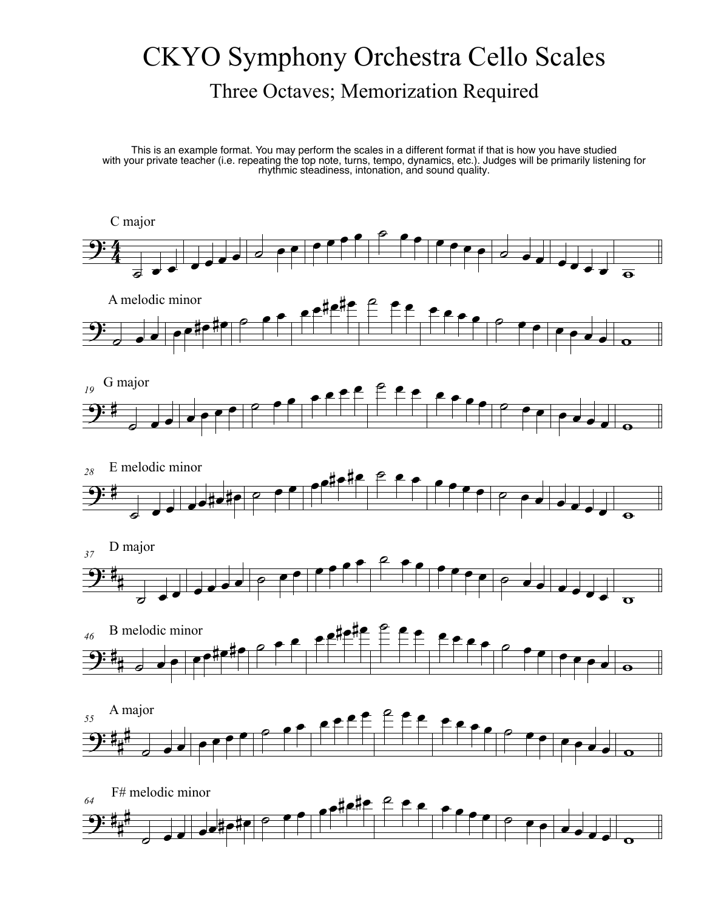# CKYO Symphony Orchestra Cello Scales

## Three Octaves; Memorization Required

This is an example format. You may perform the scales in a different format if that is how you have studied with your private teacher (i.e. repeating the top note, turns, tempo, dynamics, etc.). Judges will be primarily listening for rhythmic steadiness, intonation, and sound quality.

C major

A melodic minor

G major

E melodic minor

D major

B melodic minor

A major

F# melodic minor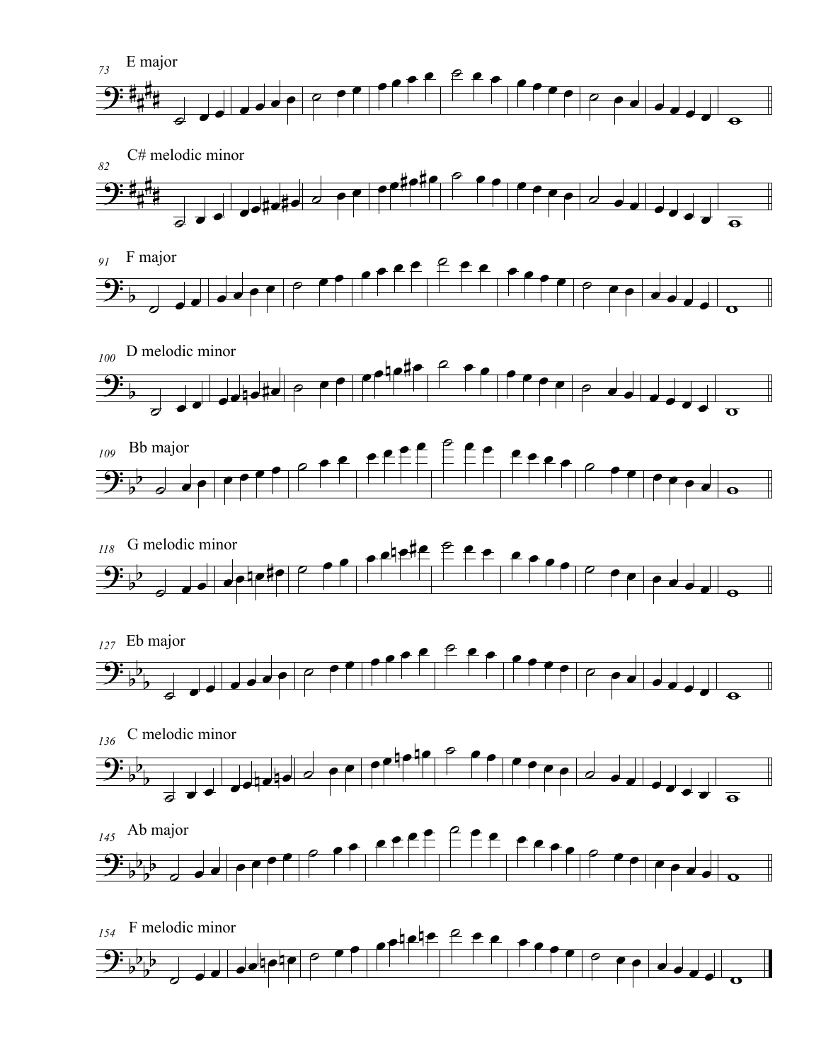73 E major

82 C# melodic minor

91 F major

100 D melodic minor

109 Bb major

118 G melodic minor

127 Eb major

136 C melodic minor

145 Ab major

154 F melodic minor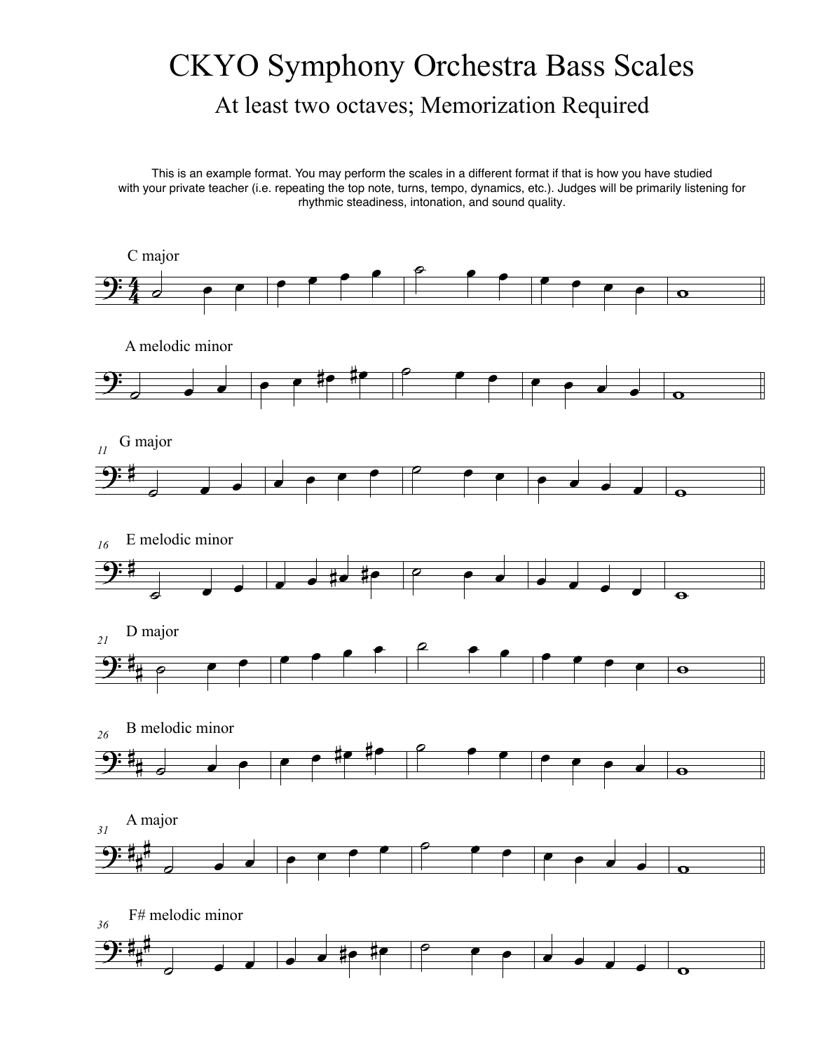# CKYO Symphony Orchestra Bass Scales

## At least two octaves; Memorization Required

This is an example format. You may perform the scales in a different format if that is how you have studied with your private teacher (i.e. repeating the top note, turns, tempo, dynamics, etc.). Judges will be primarily listening for rhythmic steadiness, intonation, and sound quality.

C major

A melodic minor

G major

E melodic minor

D major

B melodic minor

A major

F# melodic minor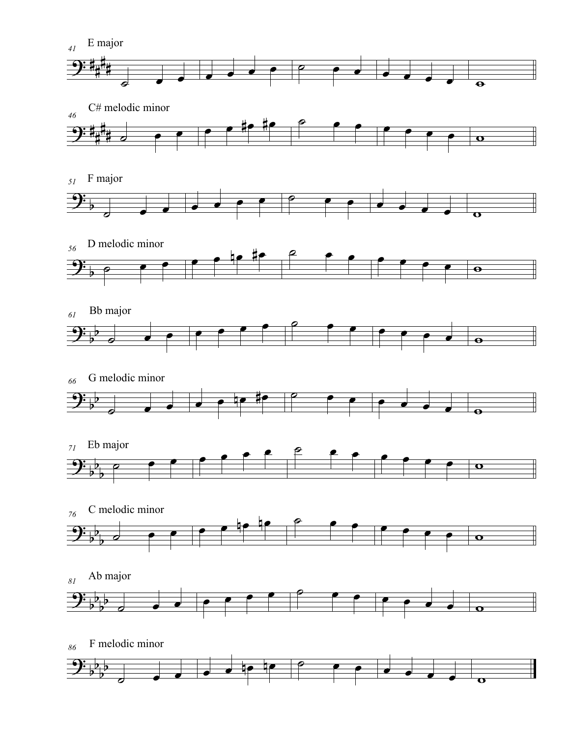41 E major

46 C# melodic minor

51 F major

56 D melodic minor

61 Bb major

66 G melodic minor

71 Eb major

76 C melodic minor

81 Ab major

86 F melodic minor